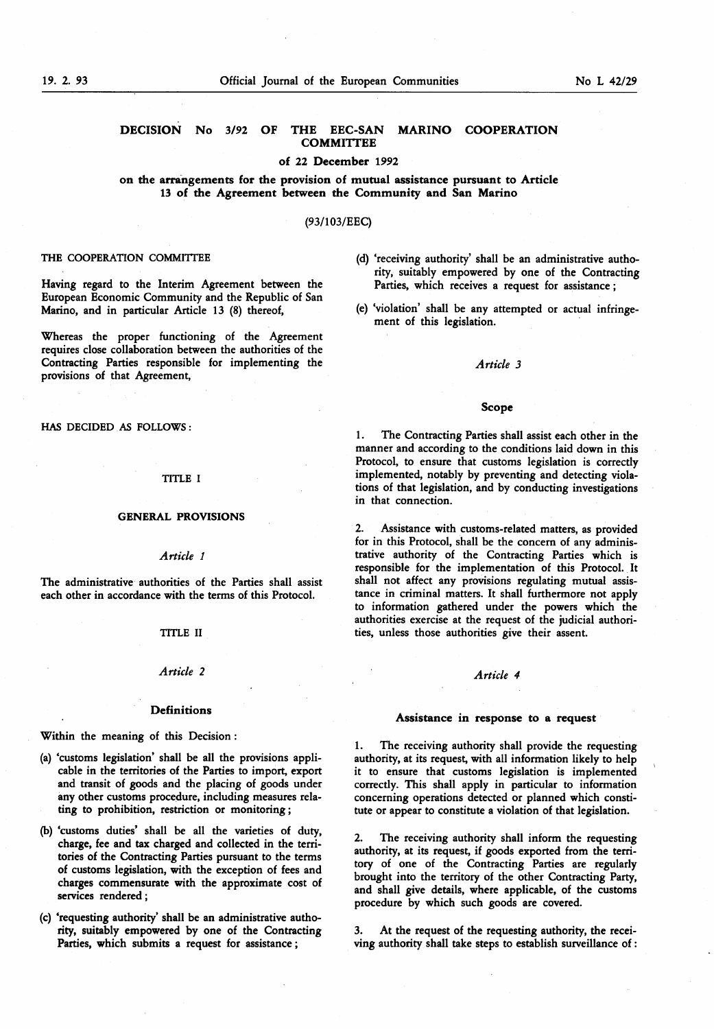# DECISION No 3/92 OF THE EEC-SAN MARINO COOPERATION COMMITTEE

## of 22 December 1992

## on the arrangements for the provision of mutual assistance pursuant to Article 13 of the Agreement between the Community and San Marino

(93/103/EEC)

THE COOPERATION COMMITTEE

Having regard to the Interim Agreement between the European Economic Community and the Republic of San Marino, and in particular Article 13 (8) thereof,

Whereas the proper functioning of the Agreement requires close collaboration between the authorities of the Contracting Parties responsible for implementing the provisions of that Agreement,

HAS DECIDED AS FOLLOWS:

### TITLE I

### GENERAL PROVISIONS

*Article 1*

The administrative authorities of the Parties shall assist each other in accordance with the terms of this Protocol.

### TITLE II

*Article 2*

**Definitions**

Within the meaning of this Decision:

(a) 'customs legislation' shall be all the provisions applicable in the territories of the Parties to import, export and transit of goods and the placing of goods under any other customs procedure, including measures relating to prohibition, restriction or monitoring;

(b) 'customs duties' shall be all the varieties of duty, charge, fee and tax charged and collected in the territories of the Contracting Parties pursuant to the terms of customs legislation, with the exception of fees and charges commensurate with the approximate cost of services rendered;

(c) 'requesting authority' shall be an administrative authority, suitably empowered by one of the Contracting Parties, which submits a request for assistance;

(d) 'receiving authority' shall be an administrative authority, suitably empowered by one of the Contracting Parties, which receives a request for assistance;

(e) 'violation' shall be any attempted or actual infringement of this legislation.

*Article 3*

**Scope**

1. The Contracting Parties shall assist each other in the manner and according to the conditions laid down in this Protocol, to ensure that customs legislation is correctly implemented, notably by preventing and detecting violations of that legislation, and by conducting investigations in that connection.

2. Assistance with customs-related matters, as provided for in this Protocol, shall be the concern of any administrative authority of the Contracting Parties which is responsible for the implementation of this Protocol. It shall not affect any provisions regulating mutual assistance in criminal matters. It shall furthermore not apply to information gathered under the powers which the authorities exercise at the request of the judicial authorities, unless those authorities give their assent.

*Article 4*

**Assistance in response to a request**

1. The receiving authority shall provide the requesting authority, at its request, with all information likely to help it to ensure that customs legislation is implemented correctly. This shall apply in particular to information concerning operations detected or planned which constitute or appear to constitute a violation of that legislation.

2. The receiving authority shall inform the requesting authority, at its request, if goods exported from the territory of one of the Contracting Parties are regularly brought into the territory of the other Contracting Party, and shall give details, where applicable, of the customs procedure by which such goods are covered.

3. At the request of the requesting authority, the receiving authority shall take steps to establish surveillance of: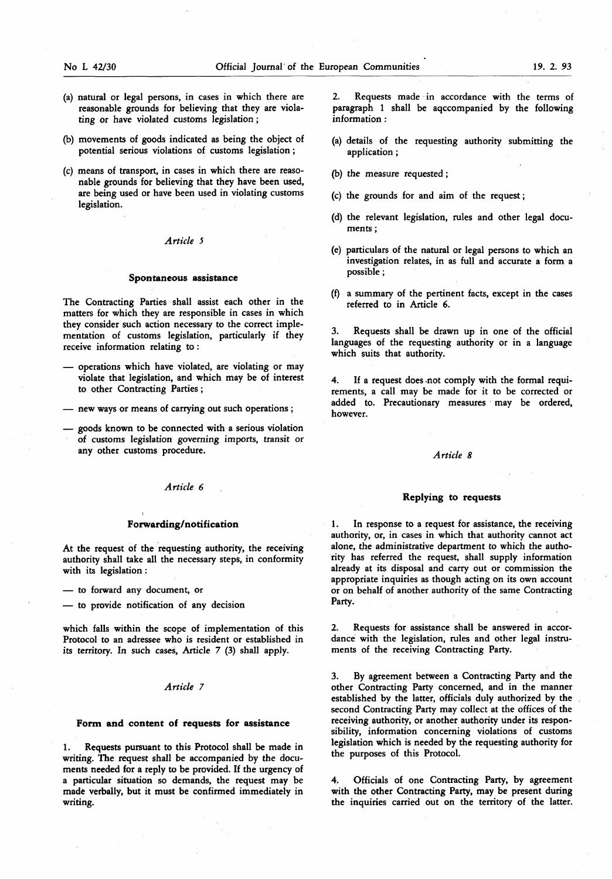(a) natural or legal persons, in cases in which there are reasonable grounds for believing that they are violating or have violated customs legislation;

(b) movements of goods indicated as being the object of potential serious violations of customs legislation;

(c) means of transport, in cases in which there are reasonable grounds for believing that they have been used, are being used or have been used in violating customs legislation.

*Article 5*

**Spontaneous assistance**

The Contracting Parties shall assist each other in the matters for which they are responsible in cases in which they consider such action necessary to the correct implementation of customs legislation, particularly if they receive information relating to:

— operations which have violated, are violating or may violate that legislation, and which may be of interest to other Contracting Parties;

— new ways or means of carrying out such operations;

— goods known to be connected with a serious violation of customs legislation governing imports, transit or any other customs procedure.

*Article 6*

**Forwarding/notification**

At the request of the requesting authority, the receiving authority shall take all the necessary steps, in conformity with its legislation:

— to forward any document, or

— to provide notification of any decision

which falls within the scope of implementation of this Protocol to an adressee who is resident or established in its territory. In such cases, Article 7 (3) shall apply.

*Article 7*

**Form and content of requests for assistance**

1. Requests pursuant to this Protocol shall be made in writing. The request shall be accompanied by the documents needed for a reply to be provided. If the urgency of a particular situation so demands, the request may be made verbally, but it must be confirmed immediately in writing.

2. Requests made in accordance with the terms of paragraph 1 shall be aqccompanied by the following information:

(a) details of the requesting authority submitting the application;

(b) the measure requested;

(c) the grounds for and aim of the request;

(d) the relevant legislation, rules and other legal documents;

(e) particulars of the natural or legal persons to which an investigation relates, in as full and accurate a form a possible;

(f) a summary of the pertinent facts, except in the cases referred to in Article 6.

3. Requests shall be drawn up in one of the official languages of the requesting authority or in a language which suits that authority.

4. If a request does not comply with the formal requirements, a call may be made for it to be corrected or added to. Precautionary measures may be ordered, however.

*Article 8*

**Replying to requests**

1. In response to a request for assistance, the receiving authority, or, in cases in which that authority cannot act alone, the administrative department to which the authority has referred the request, shall supply information already at its disposal and carry out or commission the appropriate inquiries as though acting on its own account or on behalf of another authority of the same Contracting Party.

2. Requests for assistance shall be answered in accordance with the legislation, rules and other legal instruments of the receiving Contracting Party.

3. By agreement between a Contracting Party and the other Contracting Party concerned, and in the manner established by the latter, officials duly authorized by the second Contracting Party may collect at the offices of the receiving authority, or another authority under its responsibility, information concerning violations of customs legislation which is needed by the requesting authority for the purposes of this Protocol.

4. Officials of one Contracting Party, by agreement with the other Contracting Party, may be present during the inquiries carried out on the territory of the latter.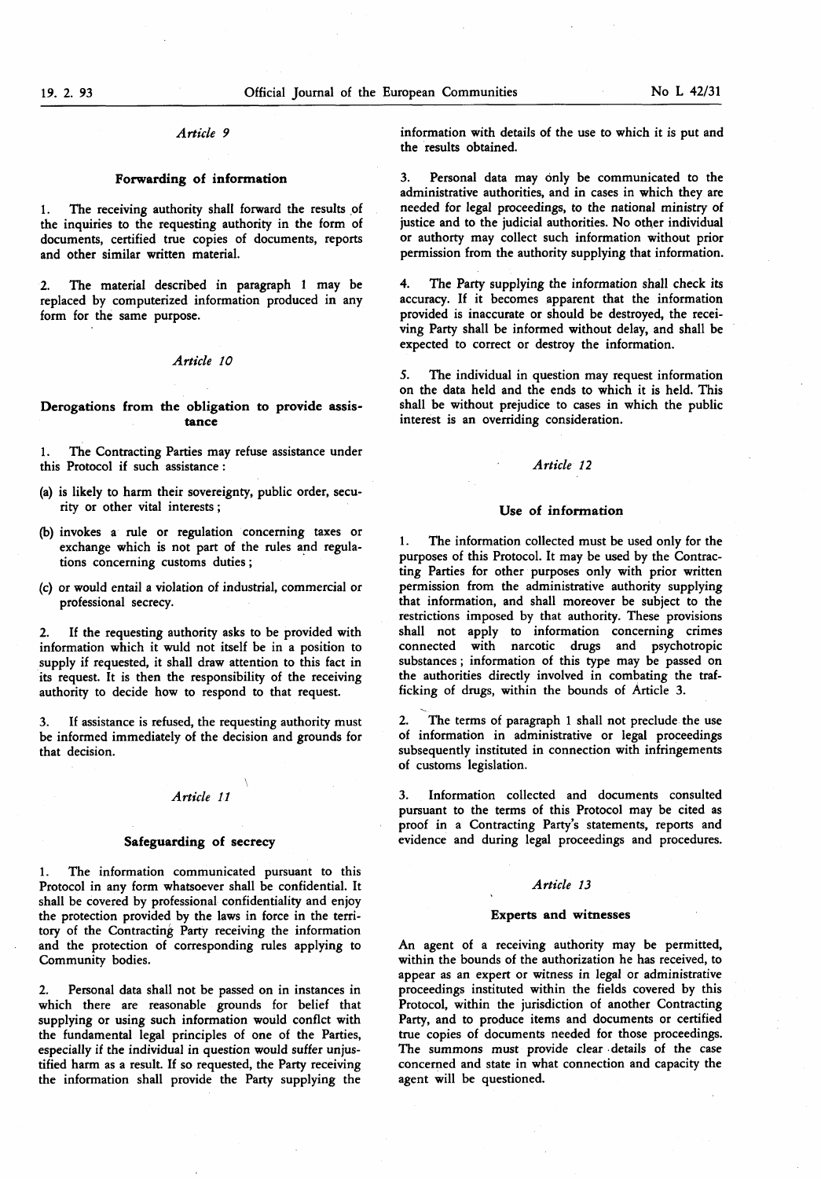### *Article 9*

#### Forwarding of information

1. The receiving authority shall forward the results of the inquiries to the requesting authority in the form of documents, certified true copies of documents, reports and other similar written material.

2. The material described in paragraph 1 may be replaced by computerized information produced in any form for the same purpose.

### *Article 10*

#### Derogations from the obligation to provide assistance

1. The Contracting Parties may refuse assistance under this Protocol if such assistance:

(a) is likely to harm their sovereignty, public order, security or other vital interests;

(b) invokes a rule or regulation concerning taxes or exchange which is not part of the rules and regulations concerning customs duties;

(c) or would entail a violation of industrial, commercial or professional secrecy.

2. If the requesting authority asks to be provided with information which it wuld not itself be in a position to supply if requested, it shall draw attention to this fact in its request. It is then the responsibility of the receiving authority to decide how to respond to that request.

3. If assistance is refused, the requesting authority must be informed immediately of the decision and grounds for that decision.

### *Article 11*

#### Safeguarding of secrecy

1. The information communicated pursuant to this Protocol in any form whatsoever shall be confidential. It shall be covered by professional confidentiality and enjoy the protection provided by the laws in force in the territory of the Contracting Party receiving the information and the protection of corresponding rules applying to Community bodies.

2. Personal data shall not be passed on in instances in which there are reasonable grounds for belief that supplying or using such information would conflct with the fundamental legal principles of one of the Parties, especially if the individual in question would suffer unjustified harm as a result. If so requested, the Party receiving the information shall provide the Party supplying the information with details of the use to which it is put and the results obtained.

3. Personal data may only be communicated to the administrative authorities, and in cases in which they are needed for legal proceedings, to the national ministry of justice and to the judicial authorities. No other individual or authorty may collect such information without prior permission from the authority supplying that information.

4. The Party supplying the information shall check its accuracy. If it becomes apparent that the information provided is inaccurate or should be destroyed, the receiving Party shall be informed without delay, and shall be expected to correct or destroy the information.

5. The individual in question may request information on the data held and the ends to which it is held. This shall be without prejudice to cases in which the public interest is an overriding consideration.

### *Article 12*

#### Use of information

1. The information collected must be used only for the purposes of this Protocol. It may be used by the Contracting Parties for other purposes only with prior written permission from the administrative authority supplying that information, and shall moreover be subject to the restrictions imposed by that authority. These provisions shall not apply to information concerning crimes connected with narcotic drugs and psychotropic substances; information of this type may be passed on the authorities directly involved in combating the trafficking of drugs, within the bounds of Article 3.

2. The terms of paragraph 1 shall not preclude the use of information in administrative or legal proceedings subsequently instituted in connection with infringements of customs legislation.

3. Information collected and documents consulted pursuant to the terms of this Protocol may be cited as proof in a Contracting Party's statements, reports and evidence and during legal proceedings and procedures.

### *Article 13*

#### Experts and witnesses

An agent of a receiving authority may be permitted, within the bounds of the authorization he has received, to appear as an expert or witness in legal or administrative proceedings instituted within the fields covered by this Protocol, within the jurisdiction of another Contracting Party, and to produce items and documents or certified true copies of documents needed for those proceedings. The summons must provide clear details of the case concerned and state in what connection and capacity the agent will be questioned.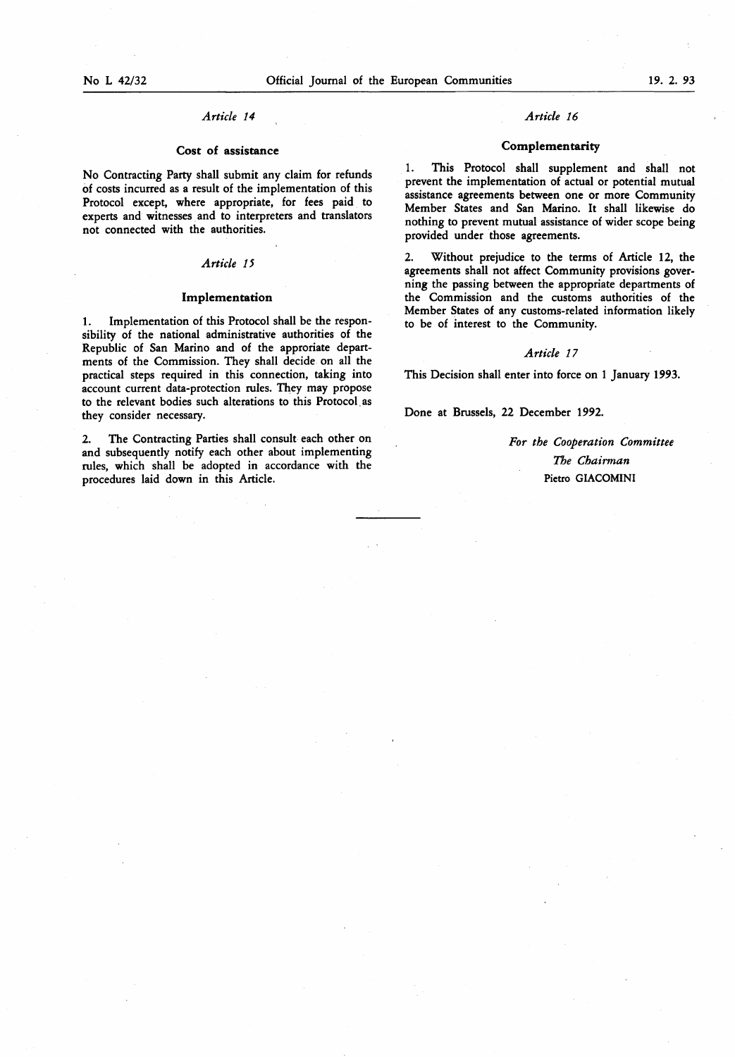*Article 14*

**Cost of assistance**

No Contracting Party shall submit any claim for refunds of costs incurred as a result of the implementation of this Protocol except, where appropriate, for fees paid to experts and witnesses and to interpreters and translators not connected with the authorities.

*Article 15*

**Implementation**

1. Implementation of this Protocol shall be the responsibility of the national administrative authorities of the Republic of San Marino and of the approriate departments of the Commission. They shall decide on all the practical steps required in this connection, taking into account current data-protection rules. They may propose to the relevant bodies such alterations to this Protocol as they consider necessary.

2. The Contracting Parties shall consult each other on and subsequently notify each other about implementing rules, which shall be adopted in accordance with the procedures laid down in this Article.

*Article 16*

**Complementarity**

1. This Protocol shall supplement and shall not prevent the implementation of actual or potential mutual assistance agreements between one or more Community Member States and San Marino. It shall likewise do nothing to prevent mutual assistance of wider scope being provided under those agreements.

2. Without prejudice to the terms of Article 12, the agreements shall not affect Community provisions governing the passing between the appropriate departments of the Commission and the customs authorities of the Member States of any customs-related information likely to be of interest to the Community.

*Article 17*

This Decision shall enter into force on 1 January 1993.

Done at Brussels, 22 December 1992.

*For the Cooperation Committee*

*The Chairman*

Pietro GIACOMINI